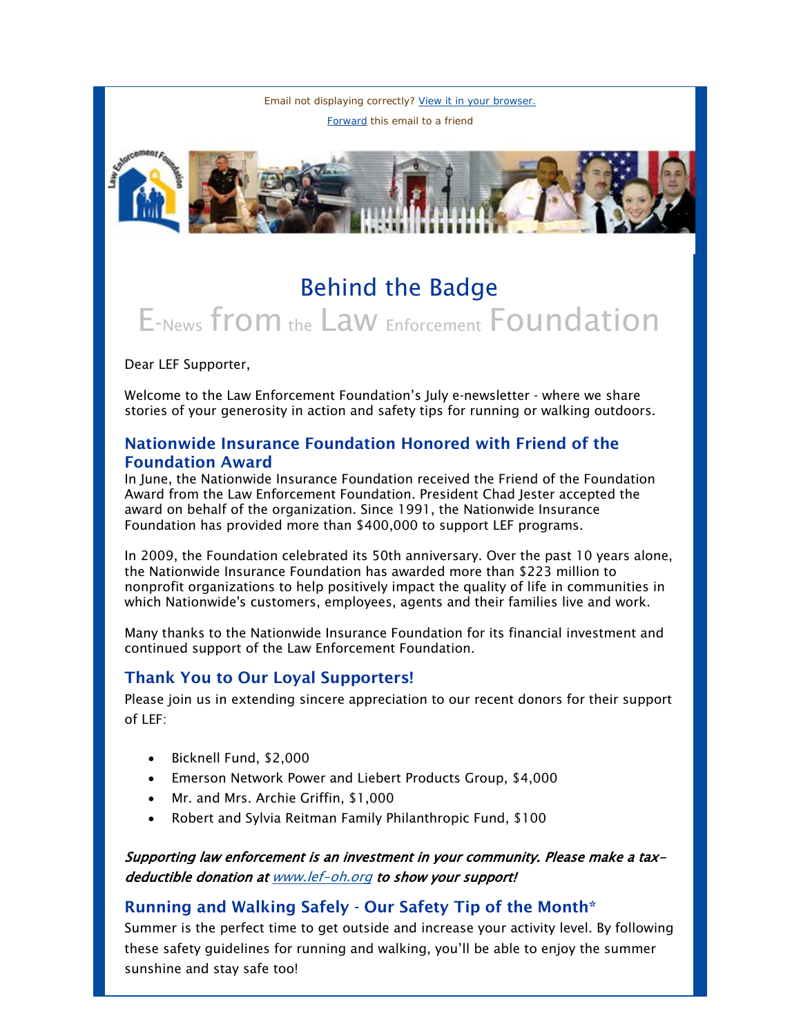Email not displaying correctly? View it in your browser.

Forward this email to a friend

# Behind the Badge

## E-News from the Law Enforcement Foundation

Dear LEF Supporter,

Welcome to the Law Enforcement Foundation's July e-newsletter - where we share stories of your generosity in action and safety tips for running or walking outdoors.

### Nationwide Insurance Foundation Honored with Friend of the Foundation Award

In June, the Nationwide Insurance Foundation received the Friend of the Foundation Award from the Law Enforcement Foundation. President Chad Jester accepted the award on behalf of the organization. Since 1991, the Nationwide Insurance Foundation has provided more than $400,000 to support LEF programs.

In 2009, the Foundation celebrated its 50th anniversary. Over the past 10 years alone, the Nationwide Insurance Foundation has awarded more than $223 million to nonprofit organizations to help positively impact the quality of life in communities in which Nationwide's customers, employees, agents and their families live and work.

Many thanks to the Nationwide Insurance Foundation for its financial investment and continued support of the Law Enforcement Foundation.

### Thank You to Our Loyal Supporters!

Please join us in extending sincere appreciation to our recent donors for their support of LEF:

- Bicknell Fund, $2,000
- Emerson Network Power and Liebert Products Group, $4,000
- Mr. and Mrs. Archie Griffin, $1,000
- Robert and Sylvia Reitman Family Philanthropic Fund, $100

***Supporting law enforcement is an investment in your community. Please make a tax-deductible donation at www.lef-oh.org to show your support!***

### Running and Walking Safely - Our Safety Tip of the Month*

Summer is the perfect time to get outside and increase your activity level. By following these safety guidelines for running and walking, you'll be able to enjoy the summer sunshine and stay safe too!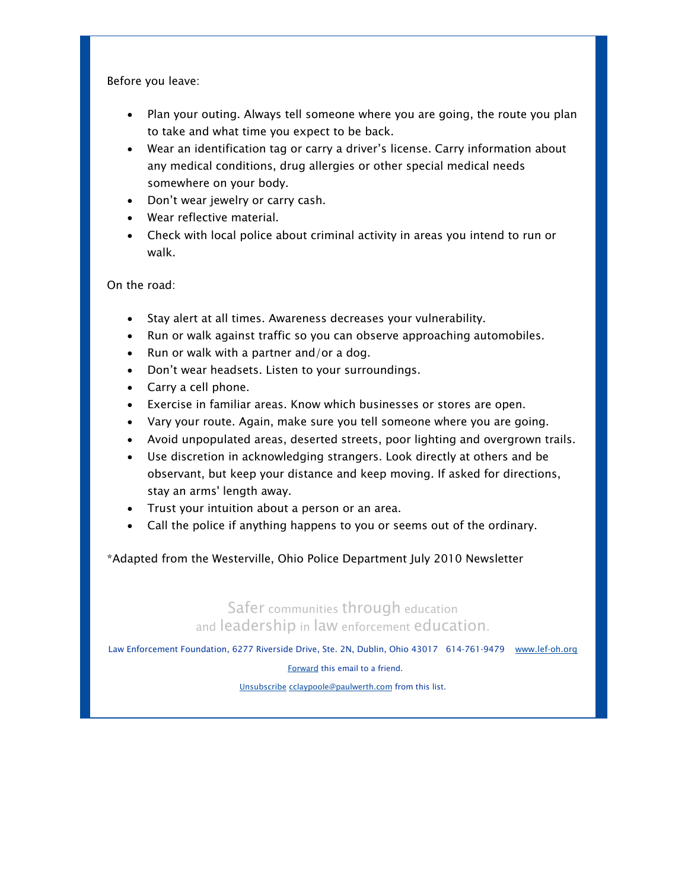Before you leave:

- Plan your outing. Always tell someone where you are going, the route you plan to take and what time you expect to be back.
- Wear an identification tag or carry a driver's license. Carry information about any medical conditions, drug allergies or other special medical needs somewhere on your body.
- Don't wear jewelry or carry cash.
- Wear reflective material.
- Check with local police about criminal activity in areas you intend to run or walk.

On the road:

- Stay alert at all times. Awareness decreases your vulnerability.
- Run or walk against traffic so you can observe approaching automobiles.
- Run or walk with a partner and/or a dog.
- Don't wear headsets. Listen to your surroundings.
- Carry a cell phone.
- Exercise in familiar areas. Know which businesses or stores are open.
- Vary your route. Again, make sure you tell someone where you are going.
- Avoid unpopulated areas, deserted streets, poor lighting and overgrown trails.
- Use discretion in acknowledging strangers. Look directly at others and be observant, but keep your distance and keep moving. If asked for directions, stay an arms' length away.
- Trust your intuition about a person or an area.
- Call the police if anything happens to you or seems out of the ordinary.

*Adapted from the Westerville, Ohio Police Department July 2010 Newsletter

Safer communities through education and leadership in law enforcement education.

Law Enforcement Foundation, 6277 Riverside Drive, Ste. 2N, Dublin, Ohio 43017 614-761-9479 www.lef-oh.org

Forward this email to a friend.

Unsubscribe cclaypoole@paulwerth.com from this list.